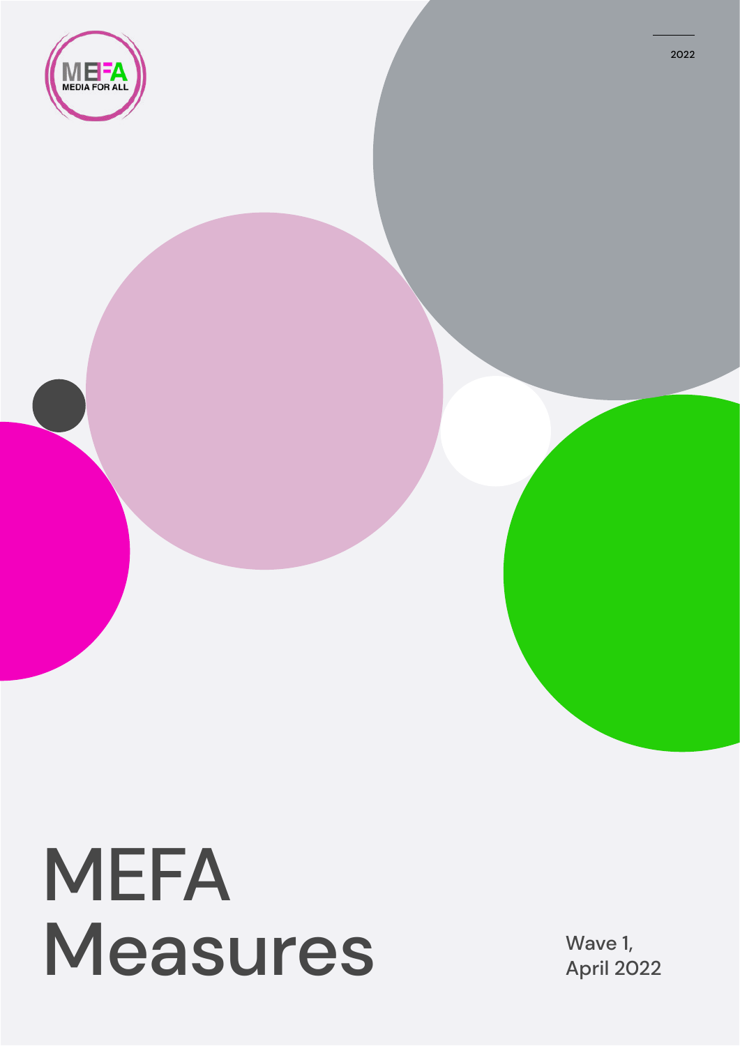2022

# MEFA Measures

Wave 1,
April 2022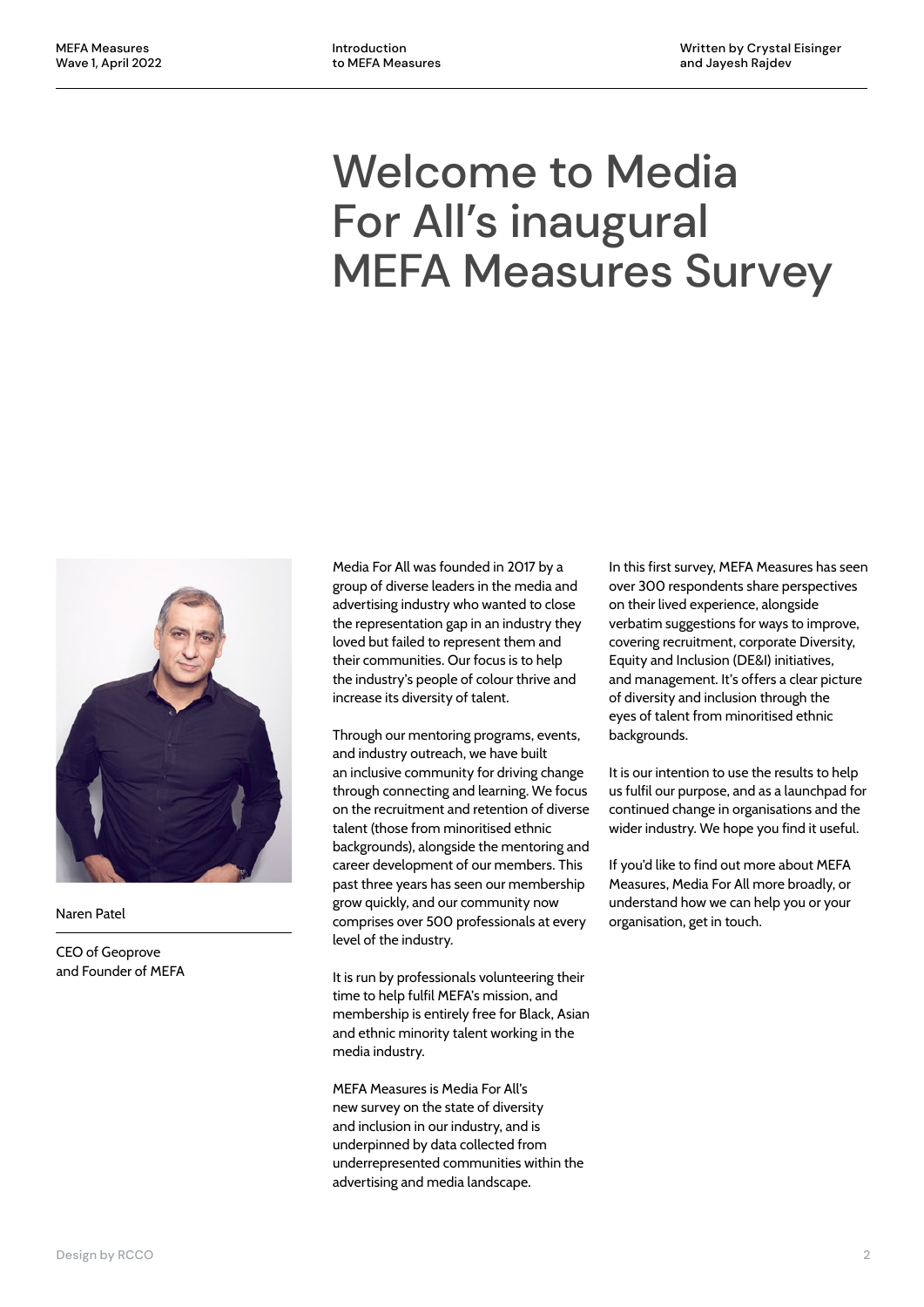# Welcome to Media For All's inaugural MEFA Measures Survey

Naren Patel

CEO of Geoprove and Founder of MEFA

Media For All was founded in 2017 by a group of diverse leaders in the media and advertising industry who wanted to close the representation gap in an industry they loved but failed to represent them and their communities. Our focus is to help the industry's people of colour thrive and increase its diversity of talent.

Through our mentoring programs, events, and industry outreach, we have built an inclusive community for driving change through connecting and learning. We focus on the recruitment and retention of diverse talent (those from minoritised ethnic backgrounds), alongside the mentoring and career development of our members. This past three years has seen our membership grow quickly, and our community now comprises over 500 professionals at every level of the industry.

It is run by professionals volunteering their time to help fulfil MEFA's mission, and membership is entirely free for Black, Asian and ethnic minority talent working in the media industry.

MEFA Measures is Media For All's new survey on the state of diversity and inclusion in our industry, and is underpinned by data collected from underrepresented communities within the advertising and media landscape.

In this first survey, MEFA Measures has seen over 300 respondents share perspectives on their lived experience, alongside verbatim suggestions for ways to improve, covering recruitment, corporate Diversity, Equity and Inclusion (DE&I) initiatives, and management. It's offers a clear picture of diversity and inclusion through the eyes of talent from minoritised ethnic backgrounds.

It is our intention to use the results to help us fulfil our purpose, and as a launchpad for continued change in organisations and the wider industry. We hope you find it useful.

If you'd like to find out more about MEFA Measures, Media For All more broadly, or understand how we can help you or your organisation, get in touch.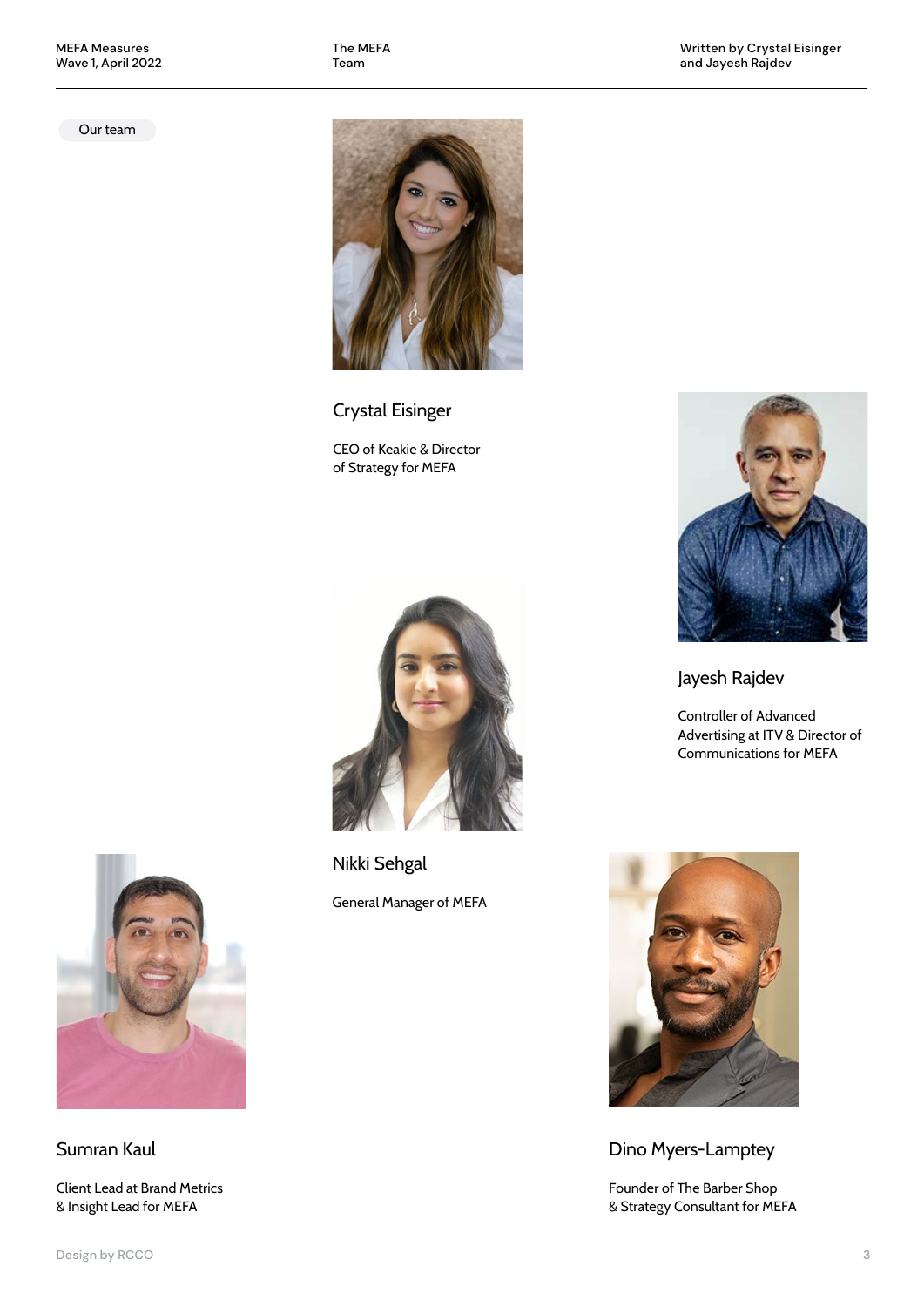Our team

## Crystal Eisinger

CEO of Keakie & Director of Strategy for MEFA

## Jayesh Rajdev

Controller of Advanced Advertising at ITV & Director of Communications for MEFA

## Nikki Sehgal

General Manager of MEFA

## Sumran Kaul

Client Lead at Brand Metrics & Insight Lead for MEFA

## Dino Myers-Lamptey

Founder of The Barber Shop & Strategy Consultant for MEFA

Design by RCCO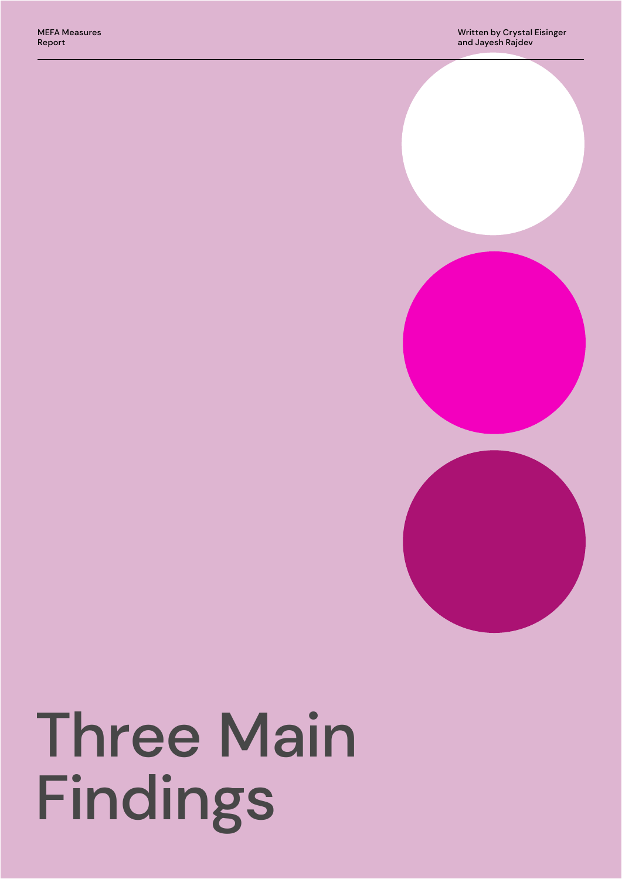# Three Main Findings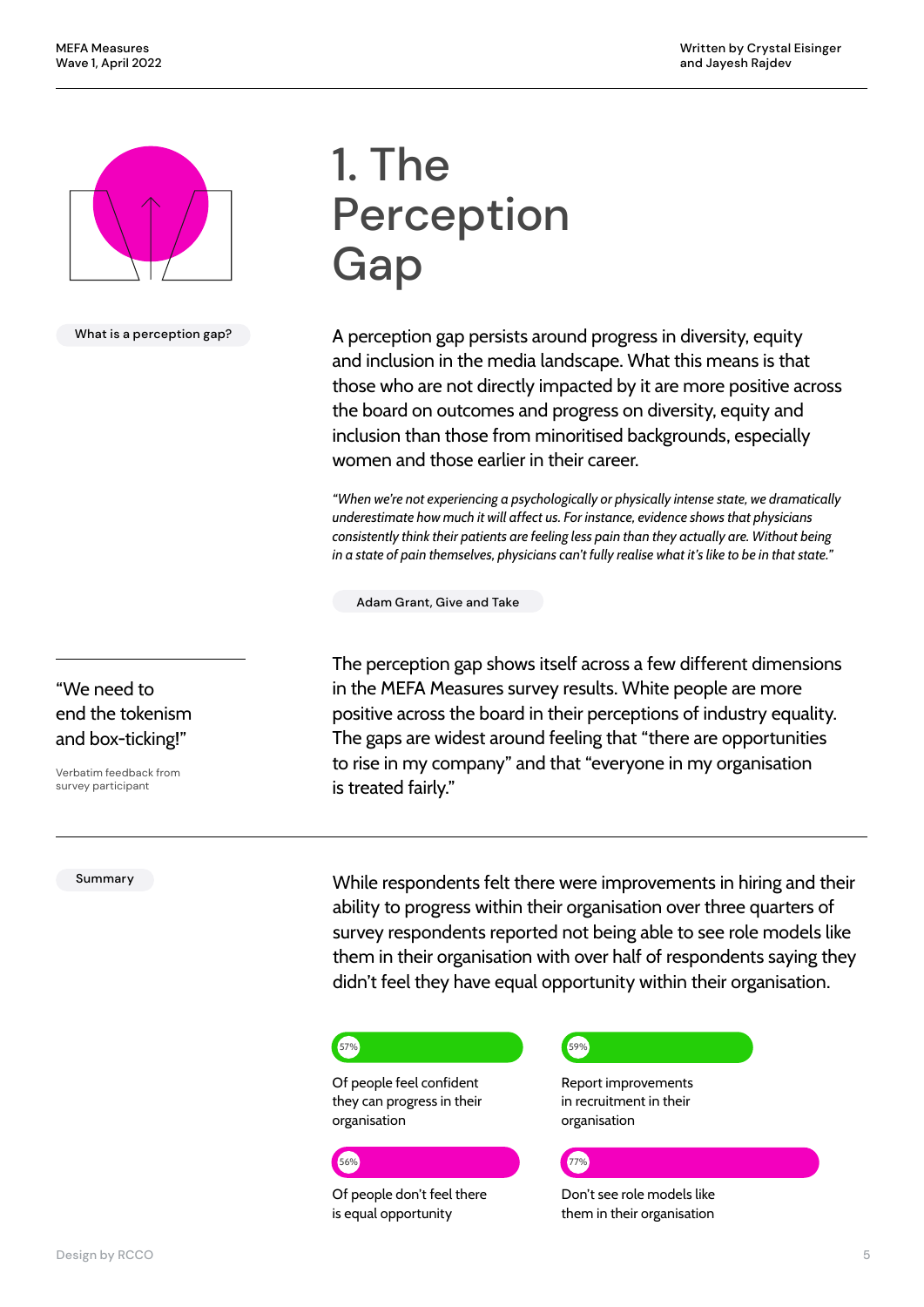# 1. The Perception Gap

What is a perception gap?

A perception gap persists around progress in diversity, equity and inclusion in the media landscape. What this means is that those who are not directly impacted by it are more positive across the board on outcomes and progress on diversity, equity and inclusion than those from minoritised backgrounds, especially women and those earlier in their career.

*"When we're not experiencing a psychologically or physically intense state, we dramatically underestimate how much it will affect us. For instance, evidence shows that physicians consistently think their patients are feeling less pain than they actually are. Without being in a state of pain themselves, physicians can't fully realise what it's like to be in that state."*

Adam Grant, Give and Take

"We need to end the tokenism and box-ticking!"

Verbatim feedback from survey participant

The perception gap shows itself across a few different dimensions in the MEFA Measures survey results. White people are more positive across the board in their perceptions of industry equality. The gaps are widest around feeling that "there are opportunities to rise in my company" and that "everyone in my organisation is treated fairly."

Summary

While respondents felt there were improvements in hiring and their ability to progress within their organisation over three quarters of survey respondents reported not being able to see role models like them in their organisation with over half of respondents saying they didn't feel they have equal opportunity within their organisation.

57% — Of people feel confident they can progress in their organisation

59% — Report improvements in recruitment in their organisation

56% — Of people don't feel there is equal opportunity

77% — Don't see role models like them in their organisation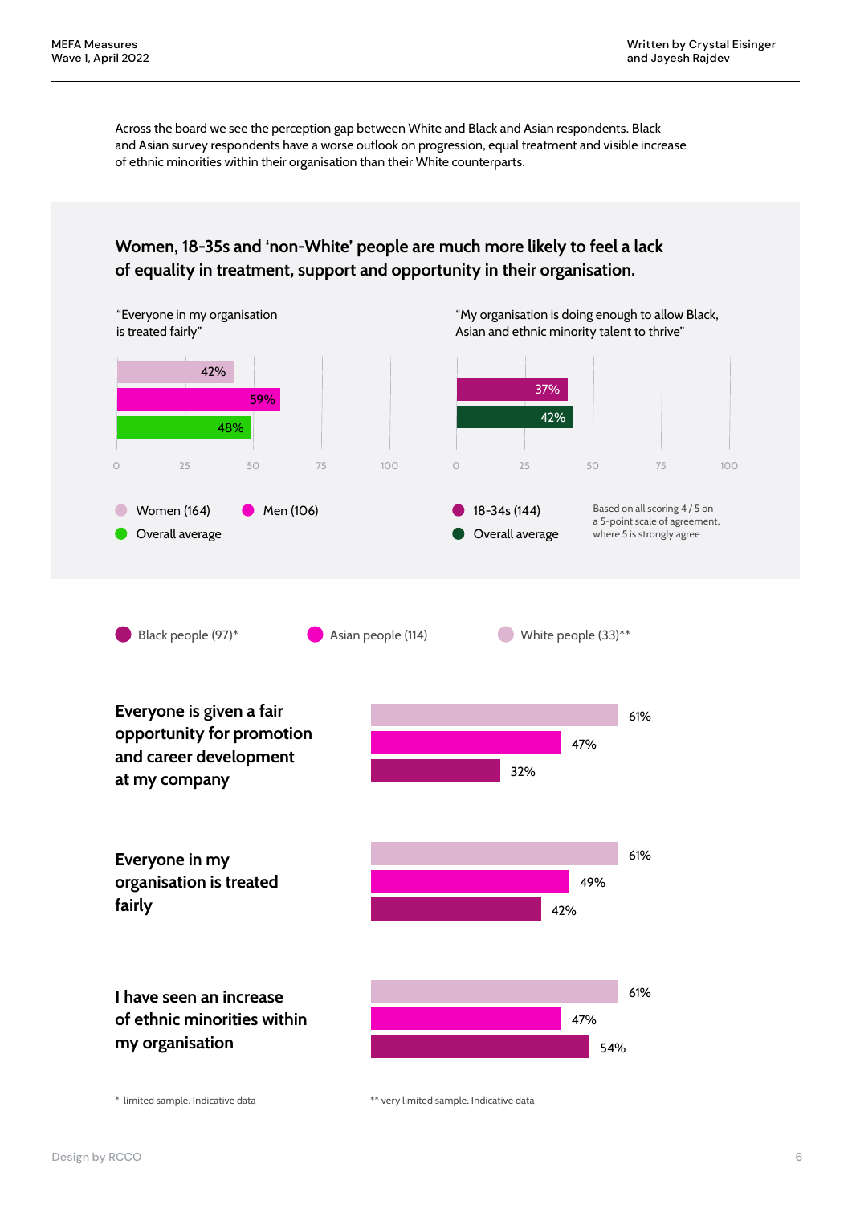Across the board we see the perception gap between White and Black and Asian respondents. Black and Asian survey respondents have a worse outlook on progression, equal treatment and visible increase of ethnic minorities within their organisation than their White counterparts.

## Women, 18-35s and 'non-White' people are much more likely to feel a lack of equality in treatment, support and opportunity in their organisation.

"Everyone in my organisation is treated fairly"

| Group | % |
|---|---|
| Women (164) | 42% |
| Men (106) | 59% |
| Overall average | 48% |

"My organisation is doing enough to allow Black, Asian and ethnic minority talent to thrive"

| Group | % |
|---|---|
| 18-34s (144) | 37% |
| Overall average | 42% |

Based on all scoring 4 / 5 on a 5-point scale of agreement, where 5 is strongly agree

| Statement | White people (33)** | Asian people (114) | Black people (97)* |
|---|---|---|---|
| Everyone is given a fair opportunity for promotion and career development at my company | 61% | 47% | 32% |
| Everyone in my organisation is treated fairly | 61% | 49% | 42% |
| I have seen an increase of ethnic minorities within my organisation | 61% | 47% | 54% |

\* limited sample. Indicative data

** very limited sample. Indicative data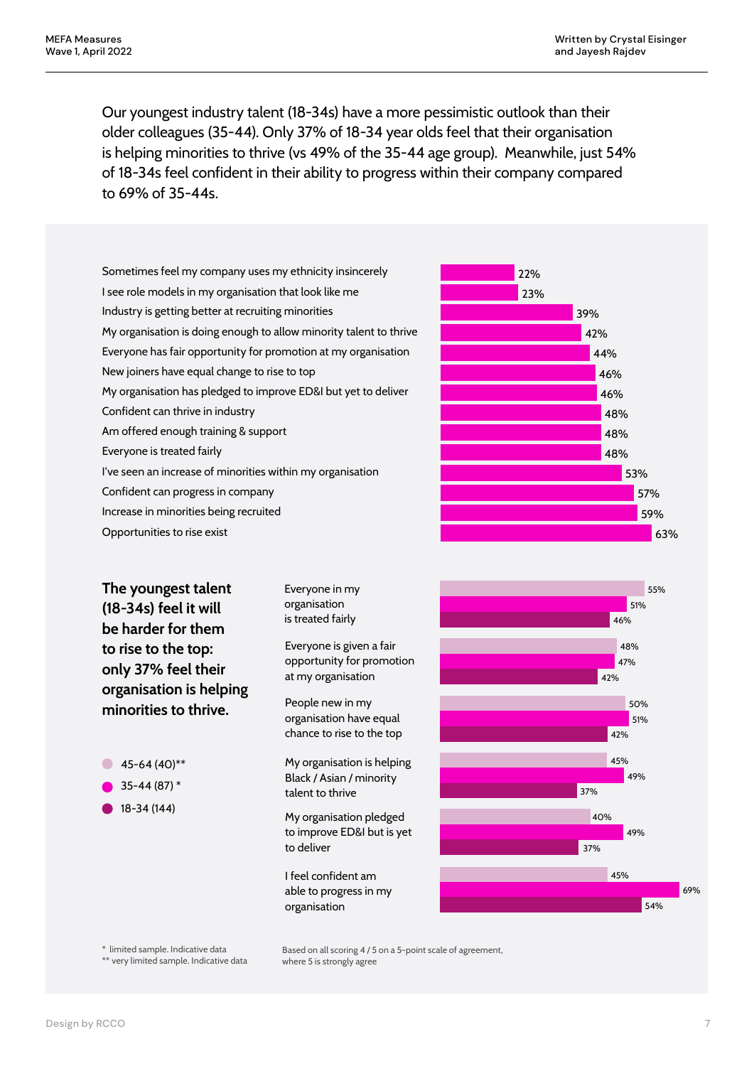Our youngest industry talent (18-34s) have a more pessimistic outlook than their older colleagues (35-44). Only 37% of 18-34 year olds feel that their organisation is helping minorities to thrive (vs 49% of the 35-44 age group). Meanwhile, just 54% of 18-34s feel confident in their ability to progress within their company compared to 69% of 35-44s.

| Statement | % |
|---|---|
| Sometimes feel my company uses my ethnicity insincerely | 22% |
| I see role models in my organisation that look like me | 23% |
| Industry is getting better at recruiting minorities | 39% |
| My organisation is doing enough to allow minority talent to thrive | 42% |
| Everyone has fair opportunity for promotion at my organisation | 44% |
| New joiners have equal change to rise to top | 46% |
| My organisation has pledged to improve ED&I but yet to deliver | 46% |
| Confident can thrive in industry | 48% |
| Am offered enough training & support | 48% |
| Everyone is treated fairly | 48% |
| I've seen an increase of minorities within my organisation | 53% |
| Confident can progress in company | 57% |
| Increase in minorities being recruited | 59% |
| Opportunities to rise exist | 63% |

**The youngest talent (18-34s) feel it will be harder for them to rise to the top: only 37% feel their organisation is helping minorities to thrive.**

| Statement | 45-64 (40)** | 35-44 (87) * | 18-34 (144) |
|---|---|---|---|
| Everyone in my organisation is treated fairly | 55% | 51% | 46% |
| Everyone is given a fair opportunity for promotion at my organisation | 48% | 47% | 42% |
| People new in my organisation have equal chance to rise to the top | 50% | 51% | 42% |
| My organisation is helping Black / Asian / minority talent to thrive | 45% | 49% | 37% |
| My organisation pledged to improve ED&I but is yet to deliver | 40% | 49% | 37% |
| I feel confident am able to progress in my organisation | 45% | 69% | 54% |

\* limited sample. Indicative data
\*\* very limited sample. Indicative data

Based on all scoring 4 / 5 on a 5-point scale of agreement, where 5 is strongly agree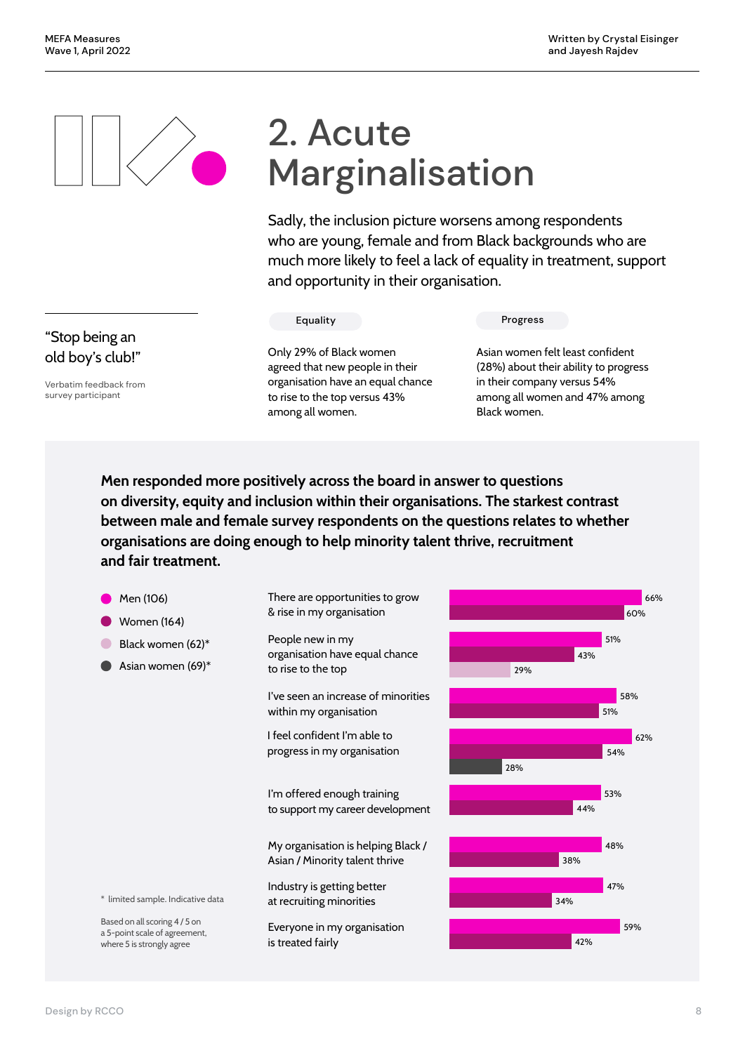# 2. Acute Marginalisation

Sadly, the inclusion picture worsens among respondents who are young, female and from Black backgrounds who are much more likely to feel a lack of equality in treatment, support and opportunity in their organisation.

"Stop being an old boy's club!"

Verbatim feedback from survey participant

**Equality**

Only 29% of Black women agreed that new people in their organisation have an equal chance to rise to the top versus 43% among all women.

**Progress**

Asian women felt least confident (28%) about their ability to progress in their company versus 54% among all women and 47% among Black women.

**Men responded more positively across the board in answer to questions on diversity, equity and inclusion within their organisations. The starkest contrast between male and female survey respondents on the questions relates to whether organisations are doing enough to help minority talent thrive, recruitment and fair treatment.**

| Statement | Men (106) | Women (164) | Black women (62)* | Asian women (69)* |
|---|---|---|---|---|
| There are opportunities to grow & rise in my organisation | 66% | 60% | | |
| People new in my organisation have equal chance to rise to the top | 51% | 43% | 29% | |
| I've seen an increase of minorities within my organisation | 58% | 51% | | |
| I feel confident I'm able to progress in my organisation | 62% | 54% | | 28% |
| I'm offered enough training to support my career development | 53% | 44% | | |
| My organisation is helping Black / Asian / Minority talent thrive | 48% | 38% | | |
| Industry is getting better at recruiting minorities | 47% | 34% | | |
| Everyone in my organisation is treated fairly | 59% | 42% | | |

\* limited sample. Indicative data

Based on all scoring 4 / 5 on a 5-point scale of agreement, where 5 is strongly agree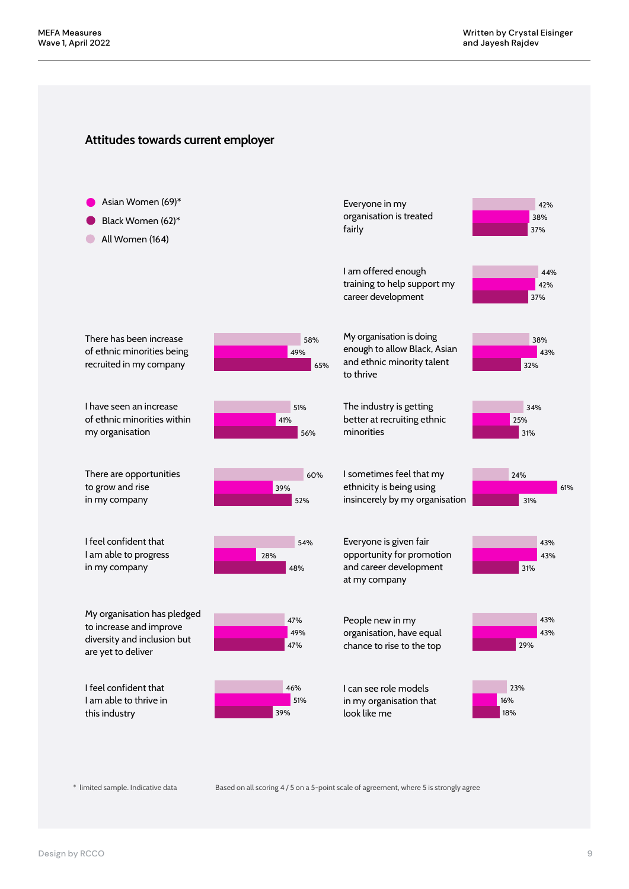## Attitudes towards current employer

| Statement | Asian Women (69)* | Black Women (62)* | All Women (164) |
|---|---|---|---|
| There has been increase of ethnic minorities being recruited in my company | 49% | 65% | 58% |
| I have seen an increase of ethnic minorities within my organisation | 41% | 56% | 51% |
| There are opportunities to grow and rise in my company | 39% | 52% | 60% |
| I feel confident that I am able to progress in my company | 28% | 48% | 54% |
| My organisation has pledged to increase and improve diversity and inclusion but are yet to deliver | 49% | 47% | 47% |
| I feel confident that I am able to thrive in this industry | 51% | 39% | 46% |
| Everyone in my organisation is treated fairly | 38% | 37% | 42% |
| I am offered enough training to help support my career development | 42% | 37% | 44% |
| My organisation is doing enough to allow Black, Asian and ethnic minority talent to thrive | 43% | 32% | 38% |
| The industry is getting better at recruiting ethnic minorities | 25% | 31% | 34% |
| I sometimes feel that my ethnicity is being using insincerely by my organisation | 61% | 31% | 24% |
| Everyone is given fair opportunity for promotion and career development at my company | 43% | 31% | 43% |
| People new in my organisation, have equal chance to rise to the top | 43% | 29% | 43% |
| I can see role models in my organisation that look like me | 16% | 18% | 23% |

\* limited sample. Indicative data

Based on all scoring 4 / 5 on a 5-point scale of agreement, where 5 is strongly agree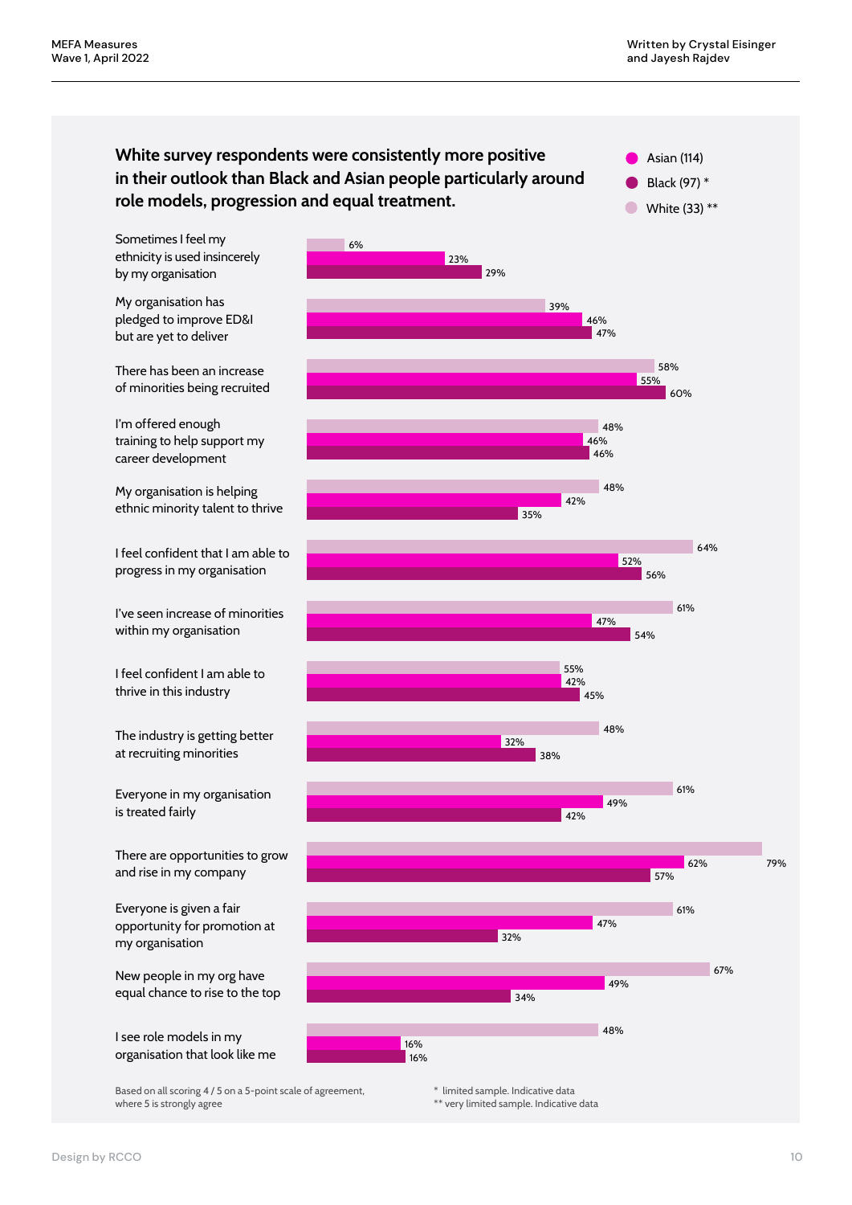## White survey respondents were consistently more positive in their outlook than Black and Asian people particularly around role models, progression and equal treatment.

| Statement | White (33) ** | Asian (114) | Black (97) * |
| --- | --- | --- | --- |
| Sometimes I feel my ethnicity is used insincerely by my organisation | 6% | 23% | 29% |
| My organisation has pledged to improve ED&I but are yet to deliver | 39% | 46% | 47% |
| There has been an increase of minorities being recruited | 58% | 55% | 60% |
| I'm offered enough training to help support my career development | 48% | 46% | 46% |
| My organisation is helping ethnic minority talent to thrive | 48% | 42% | 35% |
| I feel confident that I am able to progress in my organisation | 64% | 52% | 56% |
| I've seen increase of minorities within my organisation | 61% | 47% | 54% |
| I feel confident I am able to thrive in this industry | 55% | 42% | 45% |
| The industry is getting better at recruiting minorities | 48% | 32% | 38% |
| Everyone in my organisation is treated fairly | 61% | 49% | 42% |
| There are opportunities to grow and rise in my company | 79% | 62% | 57% |
| Everyone is given a fair opportunity for promotion at my organisation | 61% | 47% | 32% |
| New people in my org have equal chance to rise to the top | 67% | 49% | 34% |
| I see role models in my organisation that look like me | 48% | 16% | 16% |

Based on all scoring 4 / 5 on a 5-point scale of agreement, where 5 is strongly agree

* limited sample. Indicative data
** very limited sample. Indicative data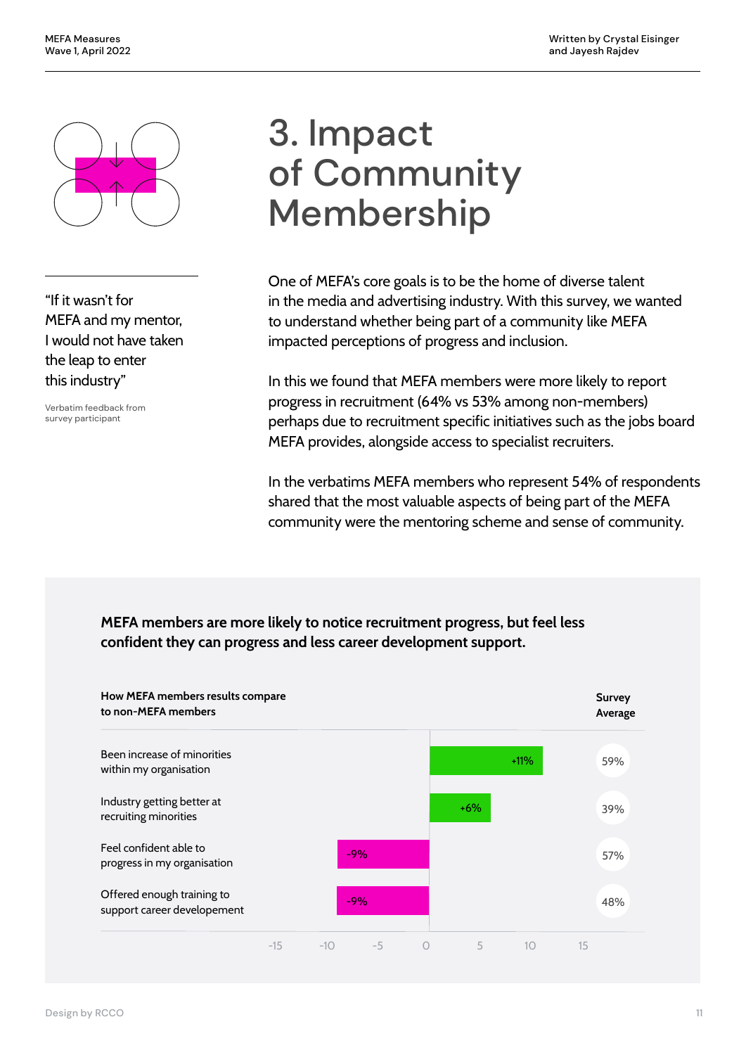// Assuming the header "MEFA Measures Wave 1, April 2022" and authors are running headers; omit. "Design by RCCO" footer omit.

# 3. Impact of Community Membership

"If it wasn't for MEFA and my mentor, I would not have taken the leap to enter this industry"

Verbatim feedback from survey participant

One of MEFA's core goals is to be the home of diverse talent in the media and advertising industry. With this survey, we wanted to understand whether being part of a community like MEFA impacted perceptions of progress and inclusion.

In this we found that MEFA members were more likely to report progress in recruitment (64% vs 53% among non-members) perhaps due to recruitment specific initiatives such as the jobs board MEFA provides, alongside access to specialist recruiters.

In the verbatims MEFA members who represent 54% of respondents shared that the most valuable aspects of being part of the MEFA community were the mentoring scheme and sense of community.

**MEFA members are more likely to notice recruitment progress, but feel less confident they can progress and less career development support.**

| How MEFA members results compare to non-MEFA members | Difference | Survey Average |
|---|---|---|
| Been increase of minorities within my organisation | +11% | 59% |
| Industry getting better at recruiting minorities | +6% | 39% |
| Feel confident able to progress in my organisation | -9% | 57% |
| Offered enough training to support career developement | -9% | 48% |

# 3. Impact of Community Membership

"If it wasn't for MEFA and my mentor, I would not have taken the leap to enter this industry"

Verbatim feedback from survey participant

One of MEFA's core goals is to be the home of diverse talent in the media and advertising industry. With this survey, we wanted to understand whether being part of a community like MEFA impacted perceptions of progress and inclusion.

In this we found that MEFA members were more likely to report progress in recruitment (64% vs 53% among non-members) perhaps due to recruitment specific initiatives such as the jobs board MEFA provides, alongside access to specialist recruiters.

In the verbatims MEFA members who represent 54% of respondents shared that the most valuable aspects of being part of the MEFA community were the mentoring scheme and sense of community.

**MEFA members are more likely to notice recruitment progress, but feel less confident they can progress and less career development support.**

| How MEFA members results compare to non-MEFA members | Difference | Survey Average |
|---|---|---|
| Been increase of minorities within my organisation | +11% | 59% |
| Industry getting better at recruiting minorities | +6% | 39% |
| Feel confident able to progress in my organisation | -9% | 57% |
| Offered enough training to support career developement | -9% | 48% |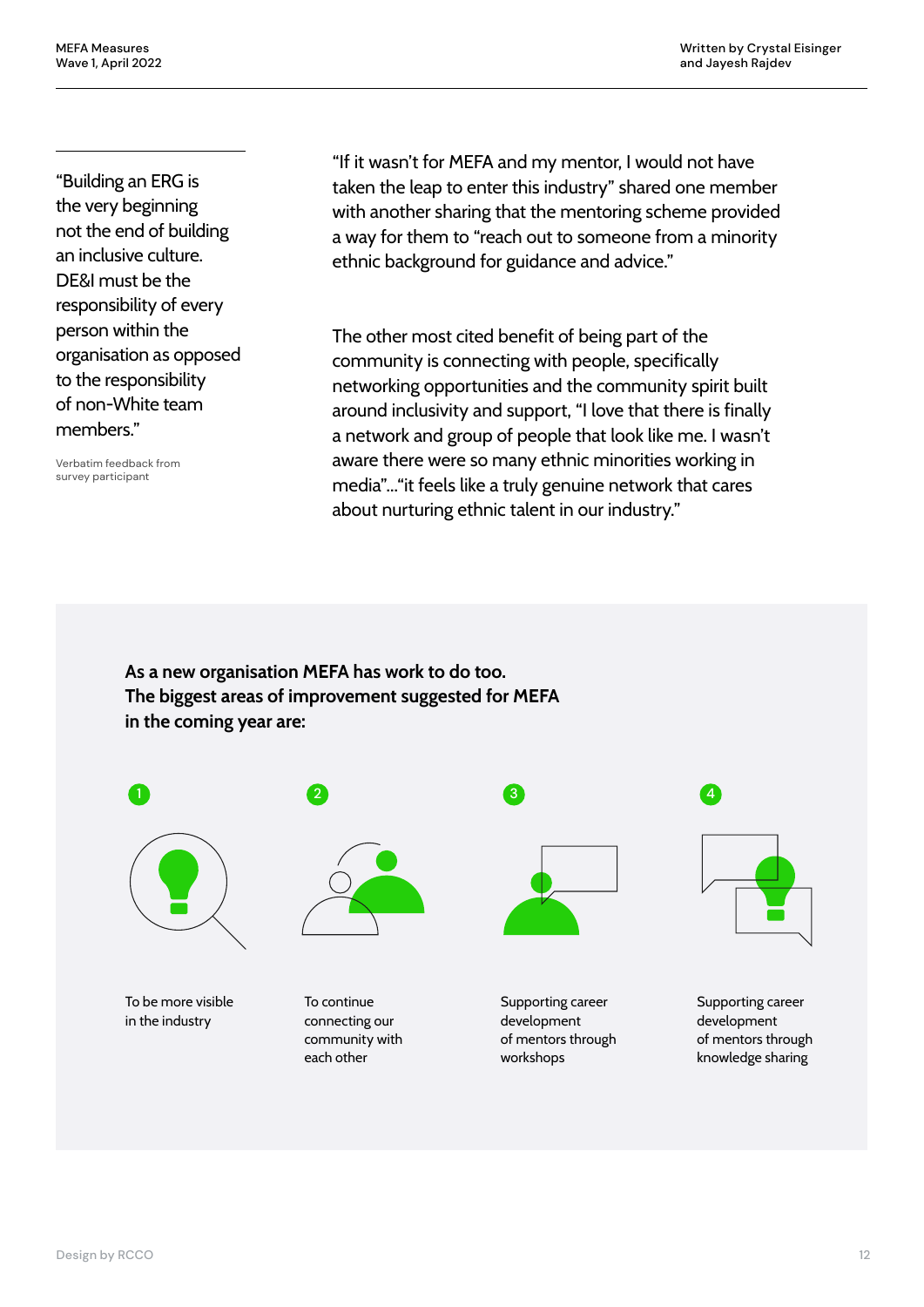> "Building an ERG is the very beginning not the end of building an inclusive culture. DE&I must be the responsibility of every person within the organisation as opposed to the responsibility of non-White team members."

Verbatim feedback from survey participant

"If it wasn't for MEFA and my mentor, I would not have taken the leap to enter this industry" shared one member with another sharing that the mentoring scheme provided a way for them to "reach out to someone from a minority ethnic background for guidance and advice."

The other most cited benefit of being part of the community is connecting with people, specifically networking opportunities and the community spirit built around inclusivity and support, "I love that there is finally a network and group of people that look like me. I wasn't aware there were so many ethnic minorities working in media"..."it feels like a truly genuine network that cares about nurturing ethnic talent in our industry."

**As a new organisation MEFA has work to do too. The biggest areas of improvement suggested for MEFA in the coming year are:**

1. To be more visible in the industry
2. To continue connecting our community with each other
3. Supporting career development of mentors through workshops
4. Supporting career development of mentors through knowledge sharing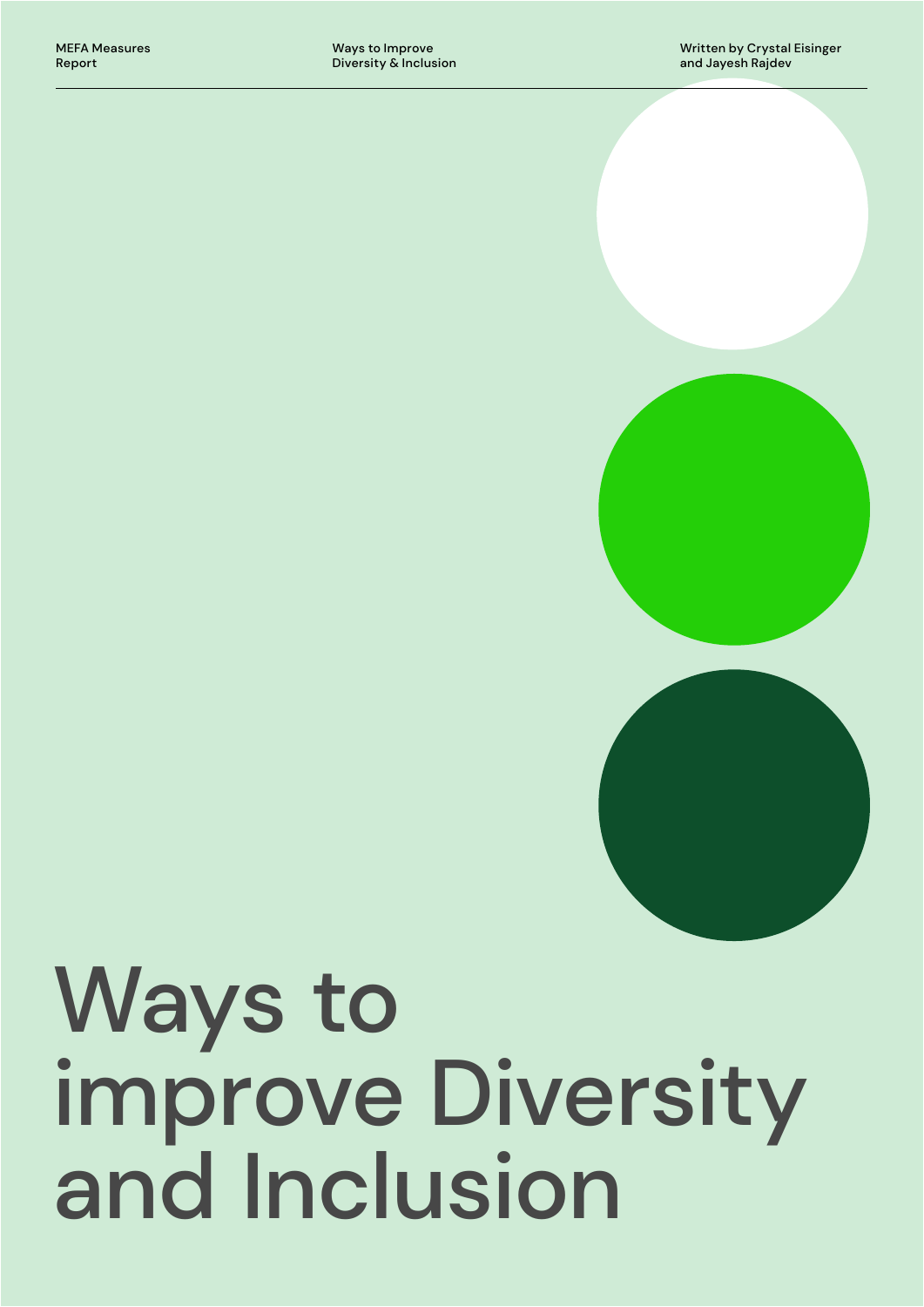# Ways to improve Diversity and Inclusion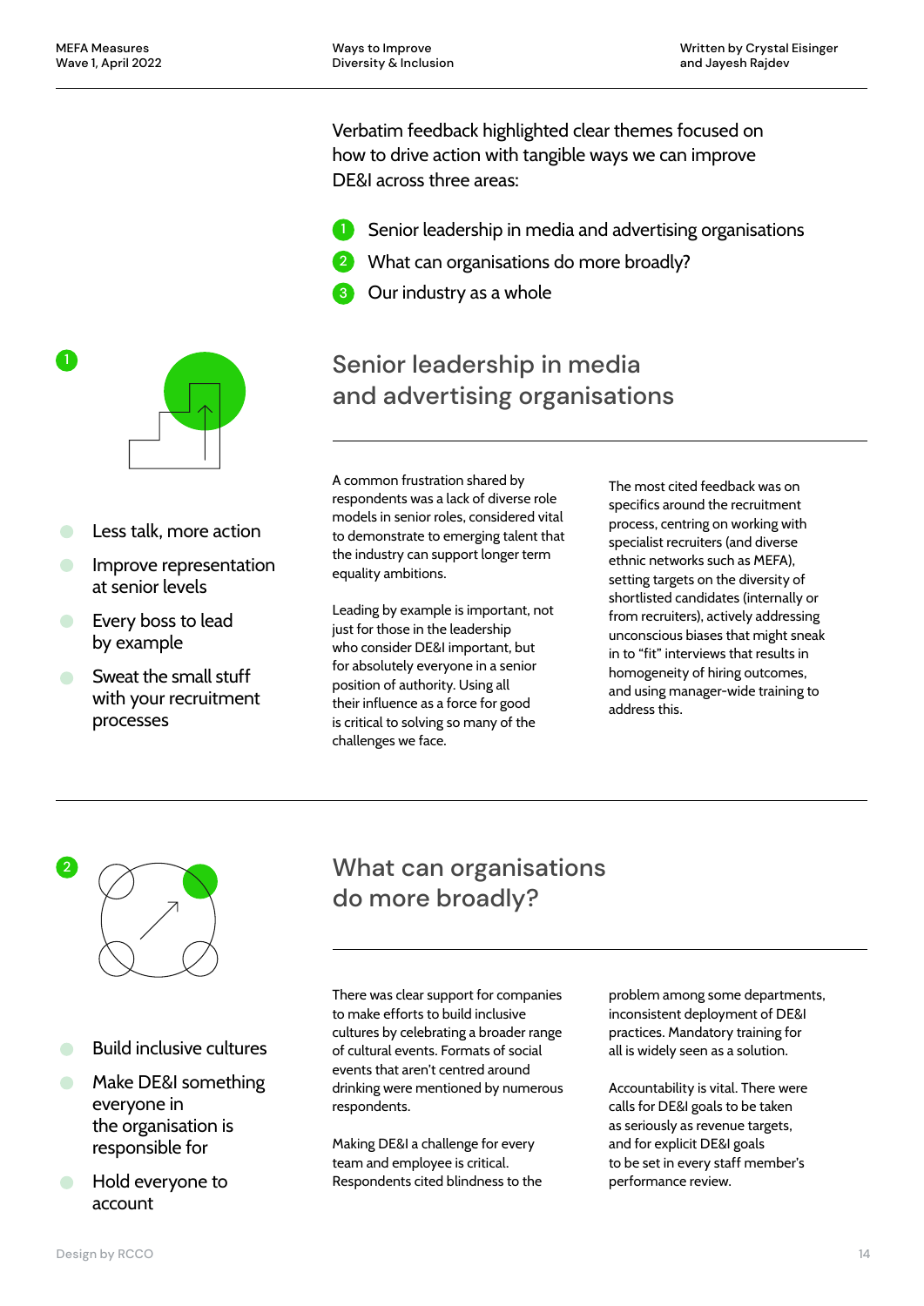Verbatim feedback highlighted clear themes focused on how to drive action with tangible ways we can improve DE&I across three areas:

1. Senior leadership in media and advertising organisations
2. What can organisations do more broadly?
3. Our industry as a whole

## Senior leadership in media and advertising organisations

- Less talk, more action
- Improve representation at senior levels
- Every boss to lead by example
- Sweat the small stuff with your recruitment processes

A common frustration shared by respondents was a lack of diverse role models in senior roles, considered vital to demonstrate to emerging talent that the industry can support longer term equality ambitions.

Leading by example is important, not just for those in the leadership who consider DE&I important, but for absolutely everyone in a senior position of authority. Using all their influence as a force for good is critical to solving so many of the challenges we face.

The most cited feedback was on specifics around the recruitment process, centring on working with specialist recruiters (and diverse ethnic networks such as MEFA), setting targets on the diversity of shortlisted candidates (internally or from recruiters), actively addressing unconscious biases that might sneak in to "fit" interviews that results in homogeneity of hiring outcomes, and using manager-wide training to address this.

## What can organisations do more broadly?

- Build inclusive cultures
- Make DE&I something everyone in the organisation is responsible for
- Hold everyone to account

There was clear support for companies to make efforts to build inclusive cultures by celebrating a broader range of cultural events. Formats of social events that aren't centred around drinking were mentioned by numerous respondents.

Making DE&I a challenge for every team and employee is critical. Respondents cited blindness to the problem among some departments, inconsistent deployment of DE&I practices. Mandatory training for all is widely seen as a solution.

Accountability is vital. There were calls for DE&I goals to be taken as seriously as revenue targets, and for explicit DE&I goals to be set in every staff member's performance review.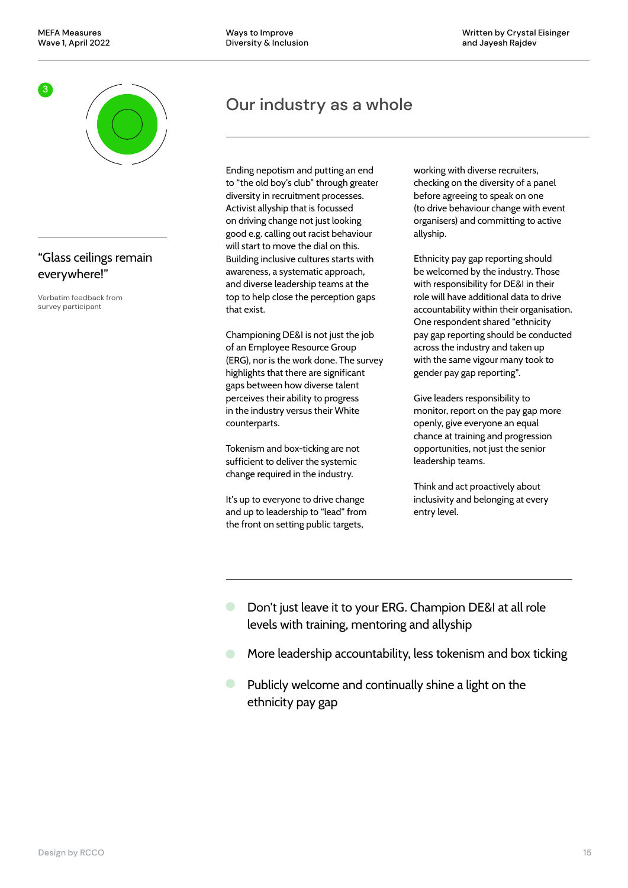3

## Our industry as a whole

> "Glass ceilings remain everywhere!"

Verbatim feedback from survey participant

Ending nepotism and putting an end to "the old boy's club" through greater diversity in recruitment processes. Activist allyship that is focussed on driving change not just looking good e.g. calling out racist behaviour will start to move the dial on this. Building inclusive cultures starts with awareness, a systematic approach, and diverse leadership teams at the top to help close the perception gaps that exist.

Championing DE&I is not just the job of an Employee Resource Group (ERG), nor is the work done. The survey highlights that there are significant gaps between how diverse talent perceives their ability to progress in the industry versus their White counterparts.

Tokenism and box-ticking are not sufficient to deliver the systemic change required in the industry.

It's up to everyone to drive change and up to leadership to "lead" from the front on setting public targets, working with diverse recruiters, checking on the diversity of a panel before agreeing to speak on one (to drive behaviour change with event organisers) and committing to active allyship.

Ethnicity pay gap reporting should be welcomed by the industry. Those with responsibility for DE&I in their role will have additional data to drive accountability within their organisation. One respondent shared "ethnicity pay gap reporting should be conducted across the industry and taken up with the same vigour many took to gender pay gap reporting".

Give leaders responsibility to monitor, report on the pay gap more openly, give everyone an equal chance at training and progression opportunities, not just the senior leadership teams.

Think and act proactively about inclusivity and belonging at every entry level.

- Don't just leave it to your ERG. Champion DE&I at all role levels with training, mentoring and allyship
- More leadership accountability, less tokenism and box ticking
- Publicly welcome and continually shine a light on the ethnicity pay gap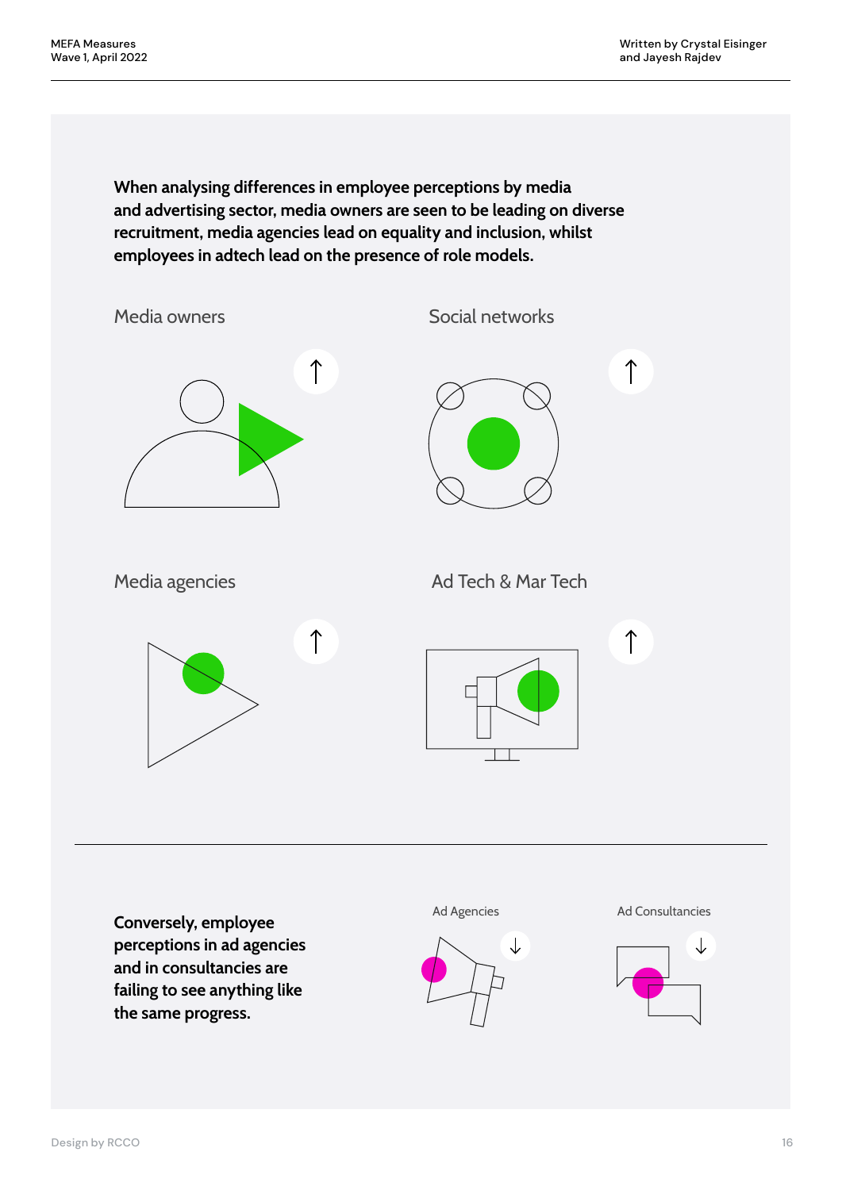**When analysing differences in employee perceptions by media and advertising sector, media owners are seen to be leading on diverse recruitment, media agencies lead on equality and inclusion, whilst employees in adtech lead on the presence of role models.**

Media owners ↑

Social networks ↑

Media agencies ↑

Ad Tech & Mar Tech ↑

---

**Conversely, employee perceptions in ad agencies and in consultancies are failing to see anything like the same progress.**

Ad Agencies ↓

Ad Consultancies ↓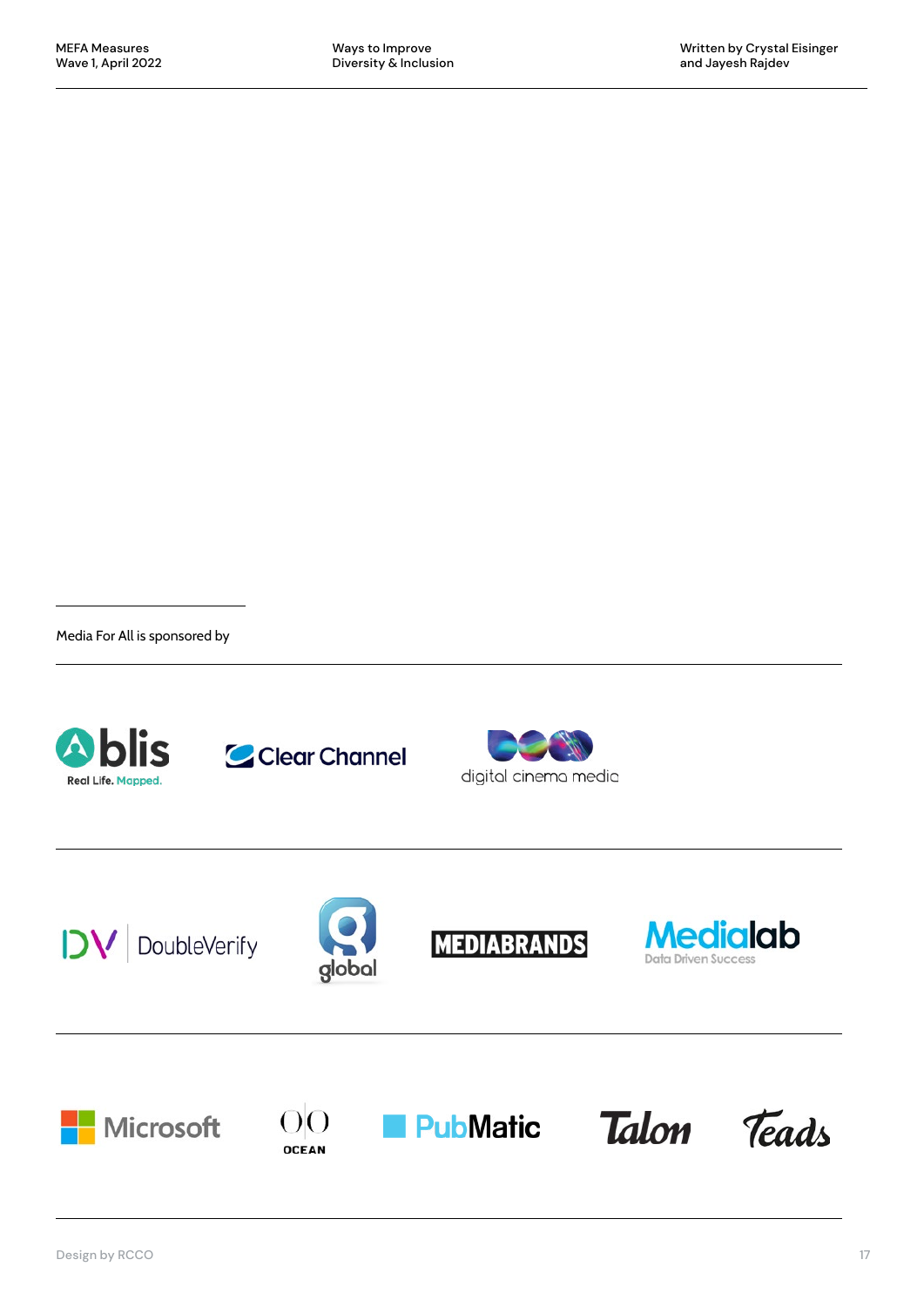Media For All is sponsored by

blis Real Life. Mapped.

Clear Channel

digital cinema media

DoubleVerify

global

MEDIABRANDS

Medialab Data Driven Success

Microsoft

OCEAN

PubMatic

Talon

Teads

Design by RCCO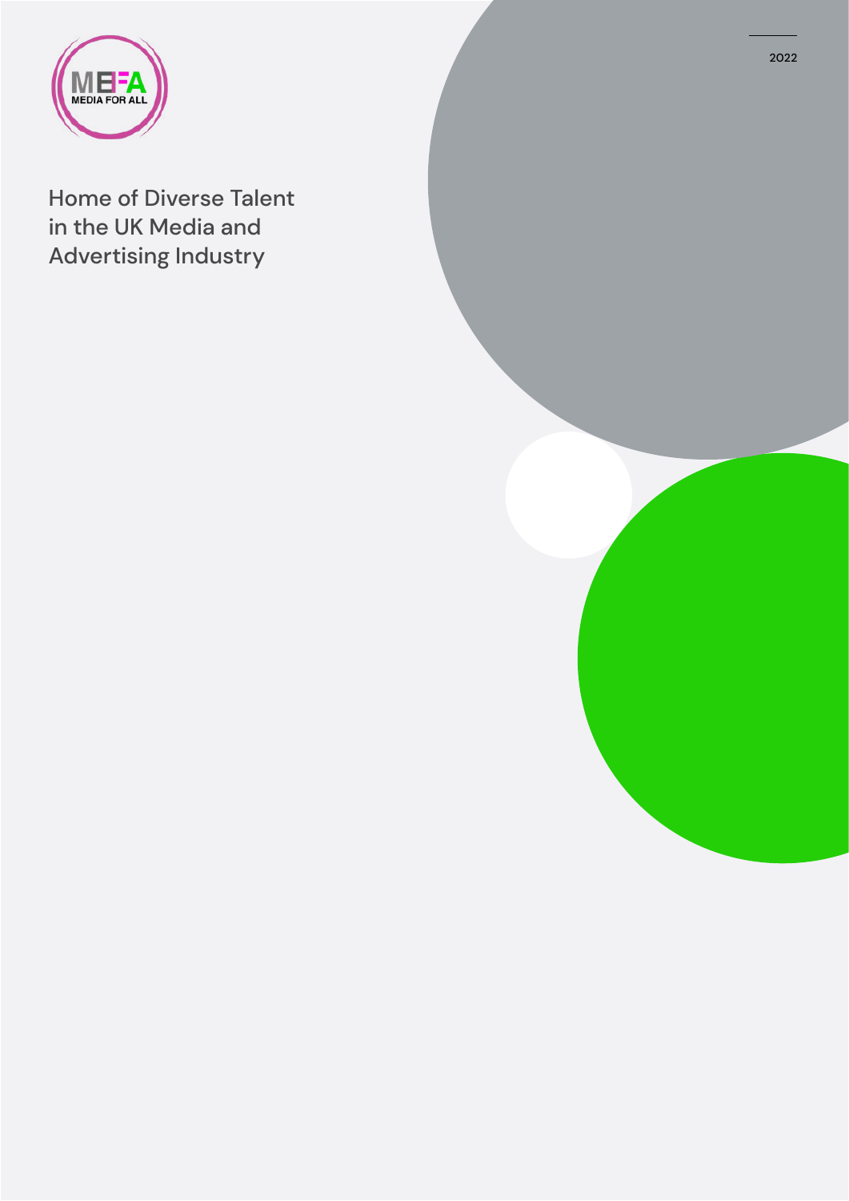MEFA MEDIA FOR ALL

2022

Home of Diverse Talent in the UK Media and Advertising Industry